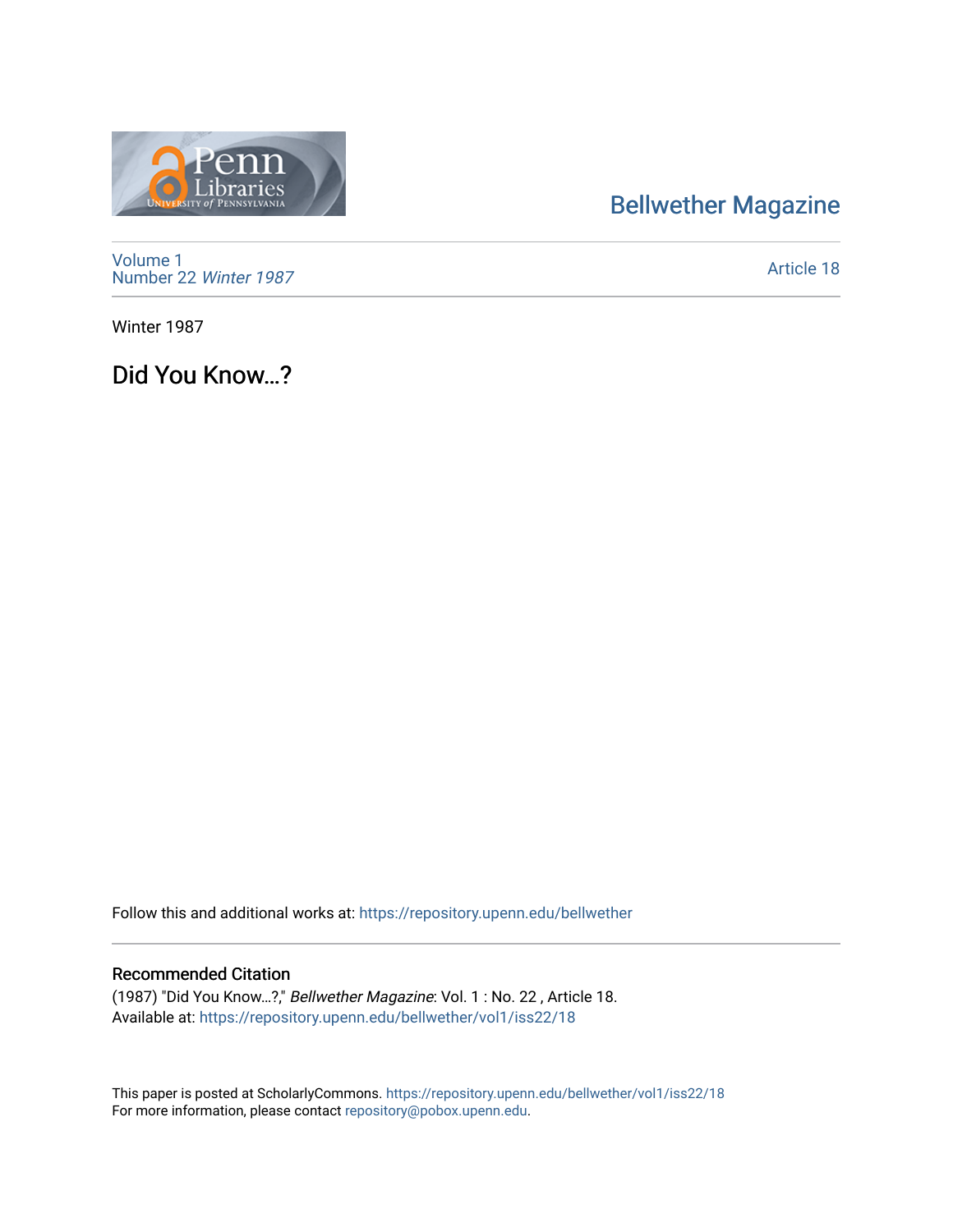Bellwether Magazine

Volume 1
Number 22 *Winter 1987*

Article 18

Winter 1987

# Did You Know…?

Follow this and additional works at: https://repository.upenn.edu/bellwether

## Recommended Citation

(1987) "Did You Know…?," *Bellwether Magazine*: Vol. 1 : No. 22 , Article 18.
Available at: https://repository.upenn.edu/bellwether/vol1/iss22/18

This paper is posted at ScholarlyCommons. https://repository.upenn.edu/bellwether/vol1/iss22/18
For more information, please contact repository@pobox.upenn.edu.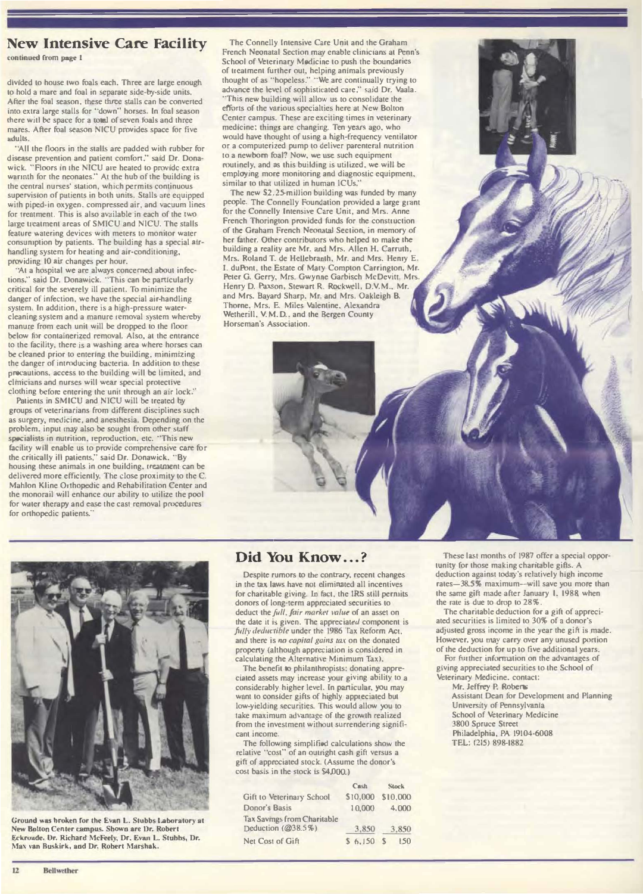## New Intensive Care Facility

**continued from page 1**

divided to house two foals each. Three are large enough to hold a mare and foal in separate side-by-side units. After the foal season, these three stalls can be converted into extra large stalls for "down" horses. In foal season there will be space for a total of seven foals and three mares. After foal season NICU provides space for five adults.

"All the floors in the stalls are padded with rubber for disease prevention and patient comfort," said Dr. Donawick. "Floors in the NICU are heated to provide extra warmth for the neonates." At the hub of the building is the central nurses' station, which permits continuous supervision of patients in both units. Stalls are equipped with piped-in oxygen, compressed air, and vacuum lines for treatment. This is also available in each of the two large treatment areas of SMICU and NICU. The stalls feature watering devices with meters to monitor water consumption by patients. The building has a special air-handling system for heating and air-conditioning, providing 10 air changes per hour.

"At a hospital we are always concerned about infections," said Dr. Donawick. "This can be particularly critical for the severely ill patient. To minimize the danger of infection, we have the special air-handling system. In addition, there is a high-pressure water-cleaning system and a manure removal system whereby manure from each unit will be dropped to the floor below for containerized removal. Also, at the entrance to the facility, there is a washing area where horses can be cleaned prior to entering the building, minimizing the danger of introducing bacteria. In addition to these precautions, access to the building will be limited, and clinicians and nurses will wear special protective clothing before entering the unit through an air lock."

Patients in SMICU and NICU will be treated by groups of veterinarians from different disciplines such as surgery, medicine, and anesthesia. Depending on the problem, input may also be sought from other staff specialists in nutrition, reproduction, etc. "This new facility will enable us to provide comprehensive care for the critically ill patients," said Dr. Donawick. "By housing these animals in one building, treatment can be delivered more efficiently. The close proximity to the C. Mahlon Kline Orthopedic and Rehabilitation Center and the monorail will enhance our ability to utilize the pool for water therapy and ease the cast removal procedures for orthopedic patients."

The Connelly Intensive Care Unit and the Graham French Neonatal Section may enable clinicians at Penn's School of Veterinary Medicine to push the boundaries of treatment further out, helping animals previously thought of as "hopeless." "We are continually trying to advance the level of sophisticated care," said Dr. Vaala. "This new building will allow us to consolidate the efforts of the various specialties here at New Bolton Center campus. These are exciting times in veterinary medicine; things are changing. Ten years ago, who would have thought of using a high-frequency ventilator or a computerized pump to deliver parenteral nutrition to a newborn foal? Now, we use such equipment routinely, and as this building is utilized, we will be employing more monitoring and diagnostic equipment, similar to that utilized in human ICUs."

The new $2.25-million building was funded by many people. The Connelly Foundation provided a large grant for the Connelly Intensive Care Unit, and Mrs. Anne French Thorington provided funds for the construction of the Graham French Neonatal Section, in memory of her father. Other contributors who helped to make the building a reality are Mr. and Mrs. Allen H. Carruth, Mrs. Roland T. de Hellebranth, Mr. and Mrs. Henry E. I. duPont, the Estate of Mary Compton Carrington, Mr. Peter G. Gerry, Mrs. Gwynne Garbisch McDevitt, Mrs. Henry D. Paxson, Stewart R. Rockwell, D.V.M., Mr. and Mrs. Bayard Sharp, Mr. and Mrs. Oakleigh B. Thorne, Mrs. E. Miles Valentine, Alexandra Wetherill, V.M.D., and the Bergen County Horseman's Association.

Ground was broken for the Evan L. Stubbs Laboratory at New Bolton Center campus. Shown are Dr. Robert Eckroade, Dr. Richard McFeely, Dr. Evan L. Stubbs, Dr. Max van Buskirk, and Dr. Robert Marshak.

## Did You Know...?

Despite rumors to the contrary, recent changes in the tax laws have not eliminated all incentives for charitable giving. In fact, the IRS still permits donors of long-term appreciated securities to deduct the *full, fair market value* of an asset on the date it is given. The apprecia*ted* component is *fully deductible* under the 1986 Tax Reform Act, and there is *no capital gains tax* on the donated property (although appreciation is considered in calculating the Alternative Minimum Tax).

The benefit to philanthropists: donating appreciated assets may increase your giving ability to a considerably higher level. In particular, you may want to consider gifts of highly appreciated but low-yielding securities. This would allow you to take maximum advantage of the growth realized from the investment without surrendering significant income.

The following simplified calculations show the relative "cost" of an outright cash gift versus a gift of appreciated stock. (Assume the donor's cost basis in the stock is $4,000.)

| | Cash | Stock |
|---|---|---|
| Gift to Veterinary School | $10,000 | $10,000 |
| Donor's Basis | 10,000 | 4,000 |
| Tax Savings from Charitable Deduction (@38.5%) | 3,850 | 3,850 |
| Net Cost of Gift | $ 6,150 | $ 150 |

These last months of 1987 offer a special opportunity for those making charitable gifts. A deduction against today's relatively high income rates—38.5% maximum—will save you more than the same gift made after January 1, 1988 when the rate is due to drop to 28%.

The charitable deduction for a gift of appreciated securities is limited to 30% of a donor's adjusted gross income in the year the gift is made. However, you may carry over any unused portion of the deduction for up to five additional years.

For further information on the advantages of giving appreciated securities to the School of Veterinary Medicine, contact:

Mr. Jeffrey P. Roberts
Assistant Dean for Development and Planning
University of Pennsylvania
School of Veterinary Medicine
3800 Spruce Street
Philadelphia, PA 19104-6008
TEL: (215) 898-1882